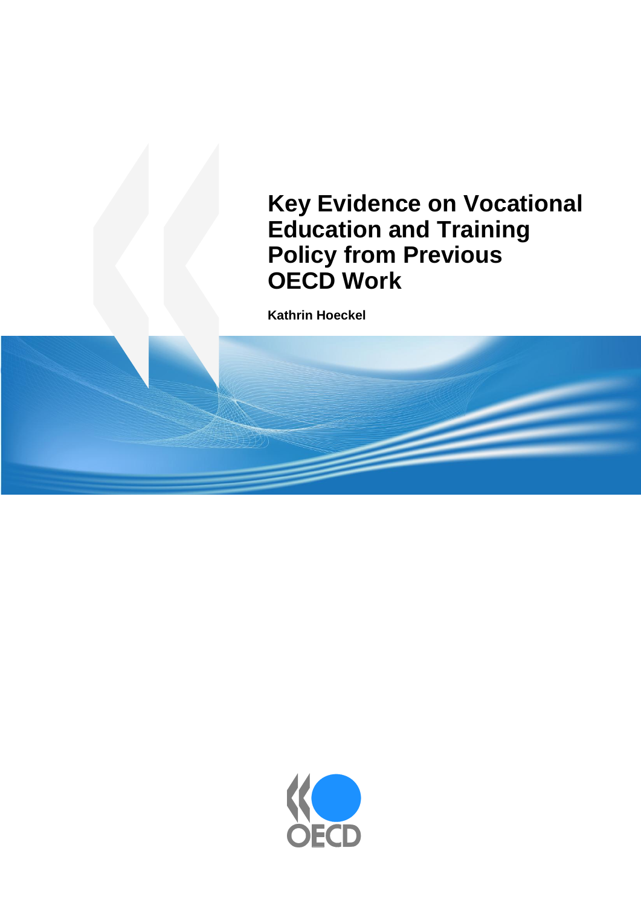# Key Evidence on Vocational Education and Training Policy from Previous OECD Work

**Kathrin Hoeckel**

OECD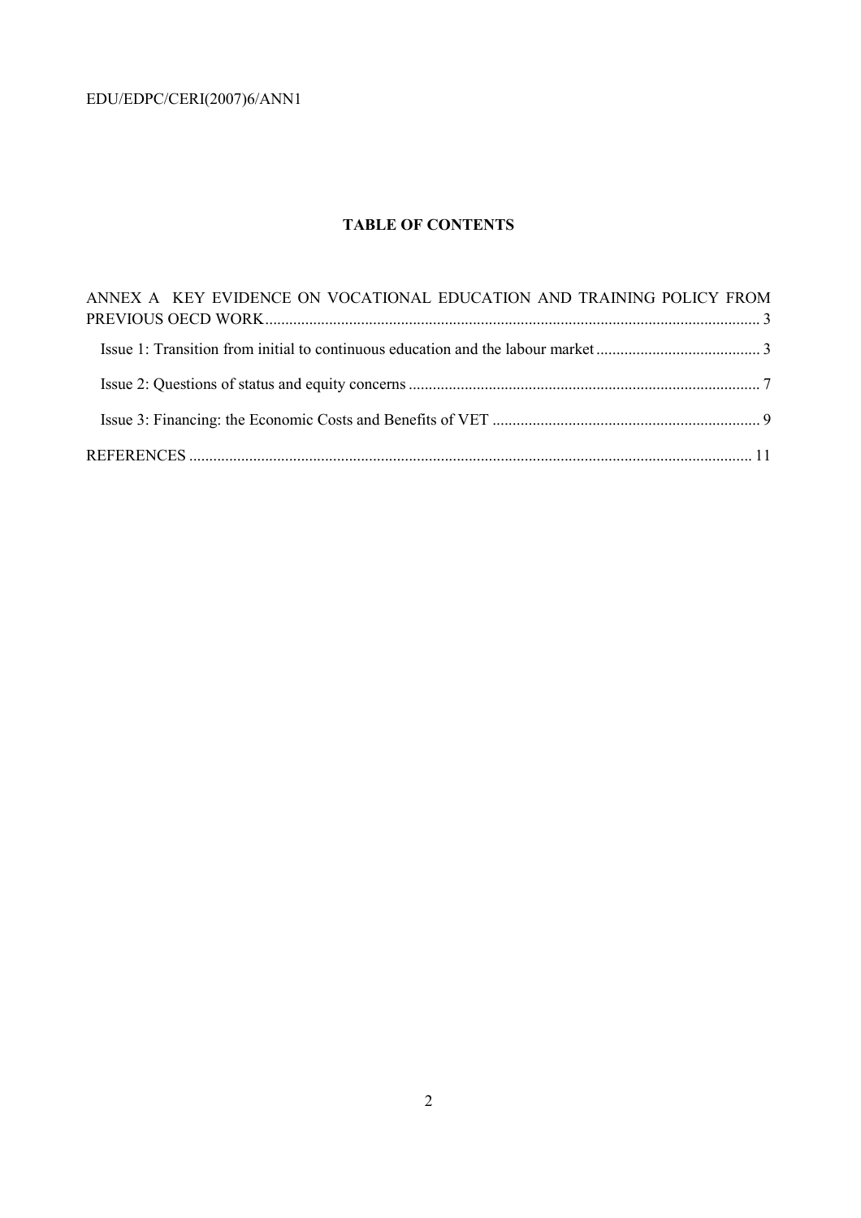**TABLE OF CONTENTS**

ANNEX A KEY EVIDENCE ON VOCATIONAL EDUCATION AND TRAINING POLICY FROM PREVIOUS OECD WORK .......... 3

- Issue 1: Transition from initial to continuous education and the labour market .......... 3
- Issue 2: Questions of status and equity concerns .......... 7
- Issue 3: Financing: the Economic Costs and Benefits of VET .......... 9

REFERENCES .......... 11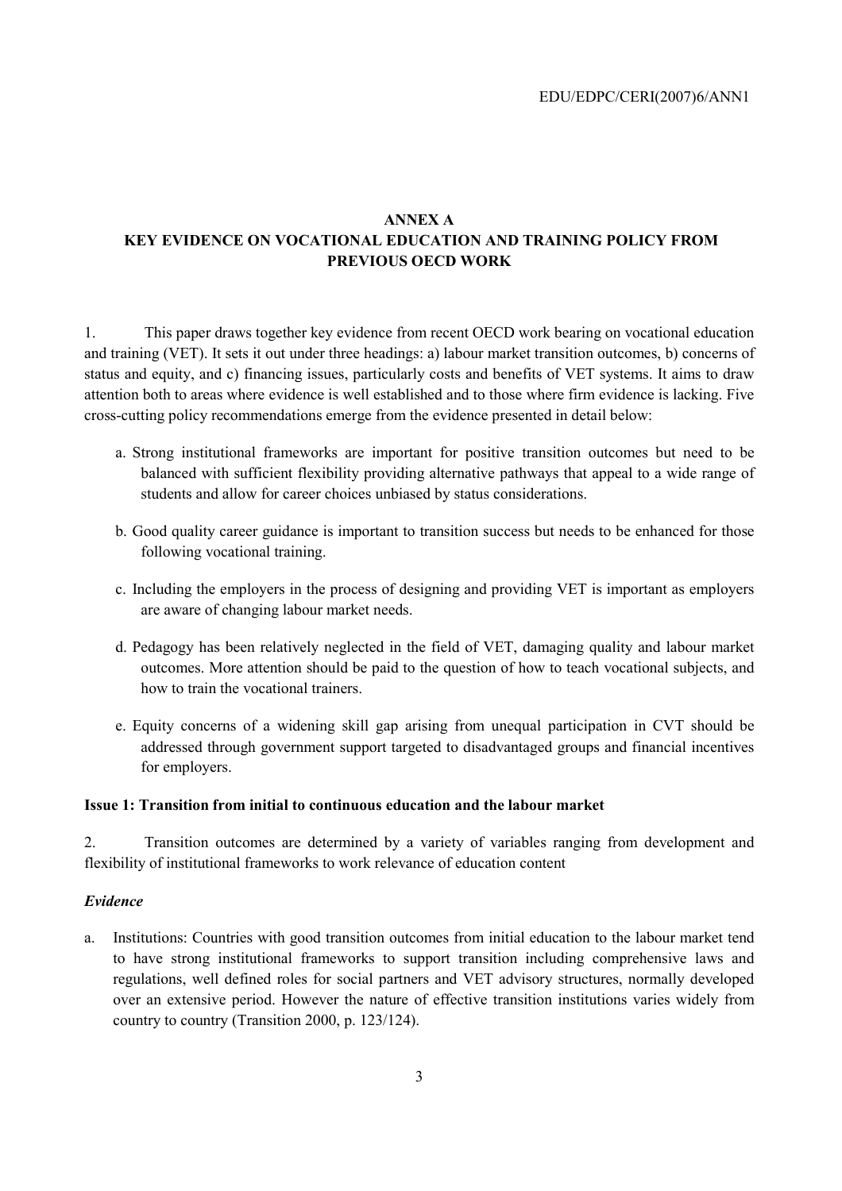## ANNEX A
## KEY EVIDENCE ON VOCATIONAL EDUCATION AND TRAINING POLICY FROM PREVIOUS OECD WORK

1. This paper draws together key evidence from recent OECD work bearing on vocational education and training (VET). It sets it out under three headings: a) labour market transition outcomes, b) concerns of status and equity, and c) financing issues, particularly costs and benefits of VET systems. It aims to draw attention both to areas where evidence is well established and to those where firm evidence is lacking. Five cross-cutting policy recommendations emerge from the evidence presented in detail below:

a. Strong institutional frameworks are important for positive transition outcomes but need to be balanced with sufficient flexibility providing alternative pathways that appeal to a wide range of students and allow for career choices unbiased by status considerations.

b. Good quality career guidance is important to transition success but needs to be enhanced for those following vocational training.

c. Including the employers in the process of designing and providing VET is important as employers are aware of changing labour market needs.

d. Pedagogy has been relatively neglected in the field of VET, damaging quality and labour market outcomes. More attention should be paid to the question of how to teach vocational subjects, and how to train the vocational trainers.

e. Equity concerns of a widening skill gap arising from unequal participation in CVT should be addressed through government support targeted to disadvantaged groups and financial incentives for employers.

**Issue 1: Transition from initial to continuous education and the labour market**

2. Transition outcomes are determined by a variety of variables ranging from development and flexibility of institutional frameworks to work relevance of education content

***Evidence***

a. Institutions: Countries with good transition outcomes from initial education to the labour market tend to have strong institutional frameworks to support transition including comprehensive laws and regulations, well defined roles for social partners and VET advisory structures, normally developed over an extensive period. However the nature of effective transition institutions varies widely from country to country (Transition 2000, p. 123/124).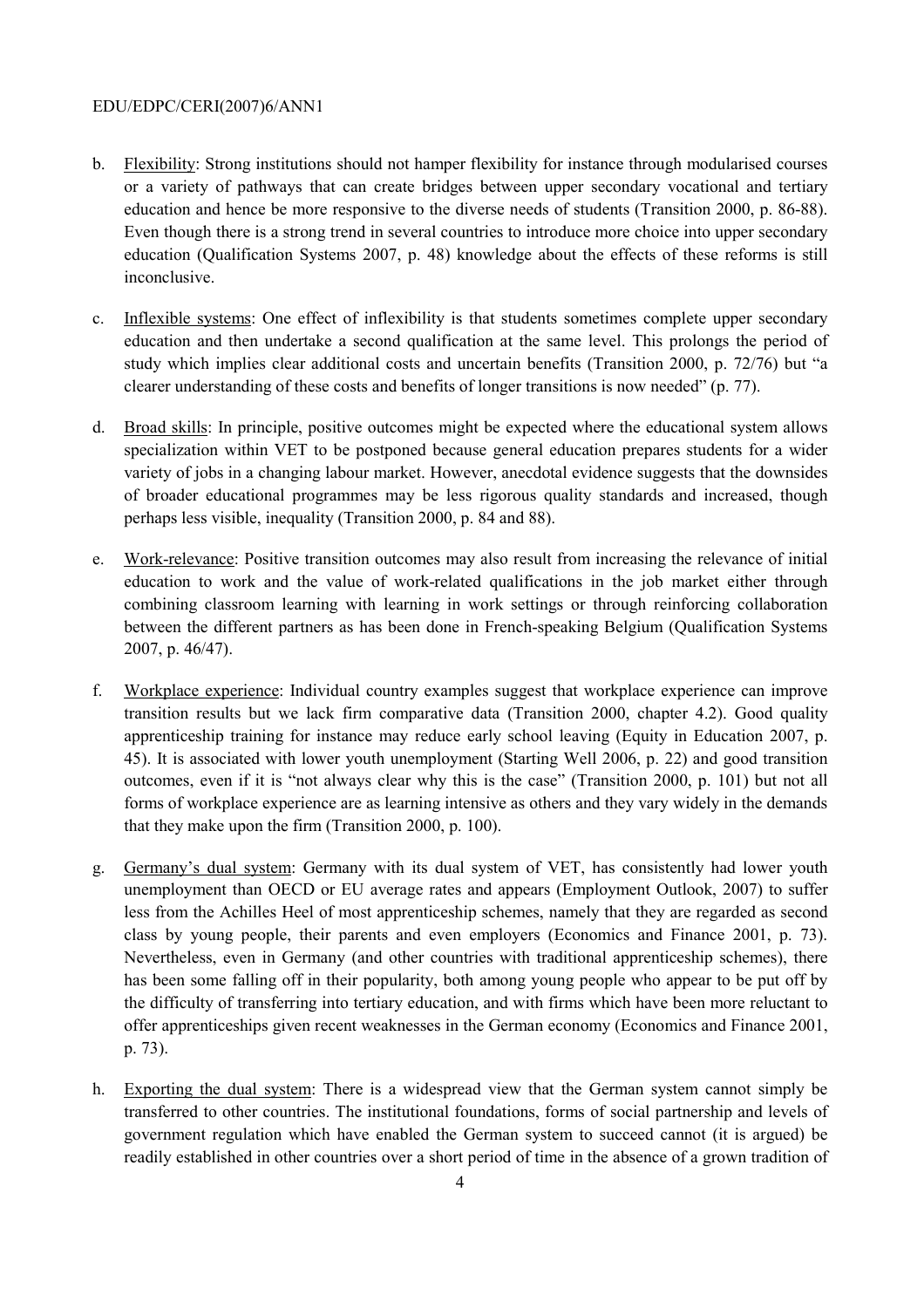b. <u>Flexibility</u>: Strong institutions should not hamper flexibility for instance through modularised courses or a variety of pathways that can create bridges between upper secondary vocational and tertiary education and hence be more responsive to the diverse needs of students (Transition 2000, p. 86-88). Even though there is a strong trend in several countries to introduce more choice into upper secondary education (Qualification Systems 2007, p. 48) knowledge about the effects of these reforms is still inconclusive.

c. <u>Inflexible systems</u>: One effect of inflexibility is that students sometimes complete upper secondary education and then undertake a second qualification at the same level. This prolongs the period of study which implies clear additional costs and uncertain benefits (Transition 2000, p. 72/76) but "a clearer understanding of these costs and benefits of longer transitions is now needed" (p. 77).

d. <u>Broad skills</u>: In principle, positive outcomes might be expected where the educational system allows specialization within VET to be postponed because general education prepares students for a wider variety of jobs in a changing labour market. However, anecdotal evidence suggests that the downsides of broader educational programmes may be less rigorous quality standards and increased, though perhaps less visible, inequality (Transition 2000, p. 84 and 88).

e. <u>Work-relevance</u>: Positive transition outcomes may also result from increasing the relevance of initial education to work and the value of work-related qualifications in the job market either through combining classroom learning with learning in work settings or through reinforcing collaboration between the different partners as has been done in French-speaking Belgium (Qualification Systems 2007, p. 46/47).

f. <u>Workplace experience</u>: Individual country examples suggest that workplace experience can improve transition results but we lack firm comparative data (Transition 2000, chapter 4.2). Good quality apprenticeship training for instance may reduce early school leaving (Equity in Education 2007, p. 45). It is associated with lower youth unemployment (Starting Well 2006, p. 22) and good transition outcomes, even if it is "not always clear why this is the case" (Transition 2000, p. 101) but not all forms of workplace experience are as learning intensive as others and they vary widely in the demands that they make upon the firm (Transition 2000, p. 100).

g. <u>Germany's dual system</u>: Germany with its dual system of VET, has consistently had lower youth unemployment than OECD or EU average rates and appears (Employment Outlook, 2007) to suffer less from the Achilles Heel of most apprenticeship schemes, namely that they are regarded as second class by young people, their parents and even employers (Economics and Finance 2001, p. 73). Nevertheless, even in Germany (and other countries with traditional apprenticeship schemes), there has been some falling off in their popularity, both among young people who appear to be put off by the difficulty of transferring into tertiary education, and with firms which have been more reluctant to offer apprenticeships given recent weaknesses in the German economy (Economics and Finance 2001, p. 73).

h. <u>Exporting the dual system</u>: There is a widespread view that the German system cannot simply be transferred to other countries. The institutional foundations, forms of social partnership and levels of government regulation which have enabled the German system to succeed cannot (it is argued) be readily established in other countries over a short period of time in the absence of a grown tradition of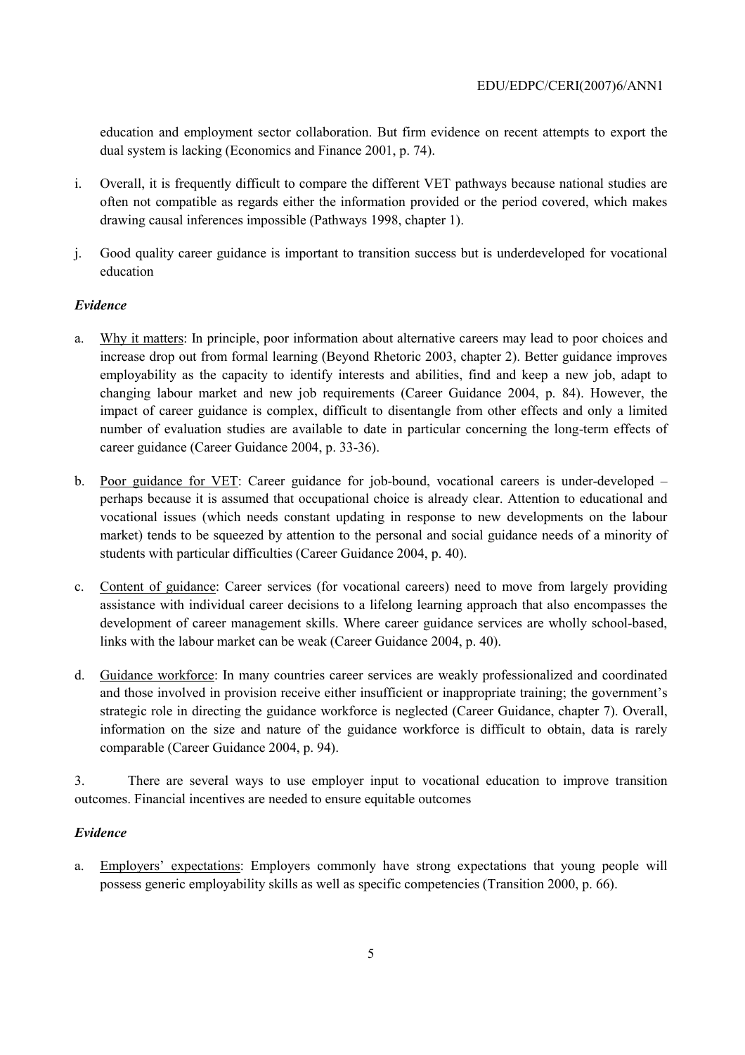education and employment sector collaboration. But firm evidence on recent attempts to export the dual system is lacking (Economics and Finance 2001, p. 74).

i. Overall, it is frequently difficult to compare the different VET pathways because national studies are often not compatible as regards either the information provided or the period covered, which makes drawing causal inferences impossible (Pathways 1998, chapter 1).

j. Good quality career guidance is important to transition success but is underdeveloped for vocational education

### *Evidence*

a. Why it matters: In principle, poor information about alternative careers may lead to poor choices and increase drop out from formal learning (Beyond Rhetoric 2003, chapter 2). Better guidance improves employability as the capacity to identify interests and abilities, find and keep a new job, adapt to changing labour market and new job requirements (Career Guidance 2004, p. 84). However, the impact of career guidance is complex, difficult to disentangle from other effects and only a limited number of evaluation studies are available to date in particular concerning the long-term effects of career guidance (Career Guidance 2004, p. 33-36).

b. Poor guidance for VET: Career guidance for job-bound, vocational careers is under-developed – perhaps because it is assumed that occupational choice is already clear. Attention to educational and vocational issues (which needs constant updating in response to new developments on the labour market) tends to be squeezed by attention to the personal and social guidance needs of a minority of students with particular difficulties (Career Guidance 2004, p. 40).

c. Content of guidance: Career services (for vocational careers) need to move from largely providing assistance with individual career decisions to a lifelong learning approach that also encompasses the development of career management skills. Where career guidance services are wholly school-based, links with the labour market can be weak (Career Guidance 2004, p. 40).

d. Guidance workforce: In many countries career services are weakly professionalized and coordinated and those involved in provision receive either insufficient or inappropriate training; the government's strategic role in directing the guidance workforce is neglected (Career Guidance, chapter 7). Overall, information on the size and nature of the guidance workforce is difficult to obtain, data is rarely comparable (Career Guidance 2004, p. 94).

3. There are several ways to use employer input to vocational education to improve transition outcomes. Financial incentives are needed to ensure equitable outcomes

### *Evidence*

a. Employers' expectations: Employers commonly have strong expectations that young people will possess generic employability skills as well as specific competencies (Transition 2000, p. 66).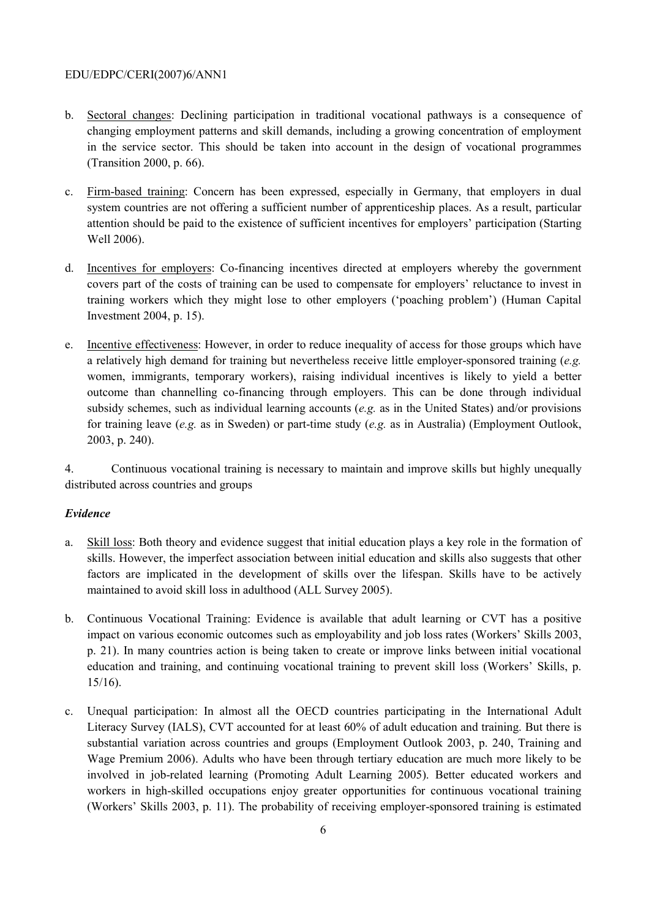b. Sectoral changes: Declining participation in traditional vocational pathways is a consequence of changing employment patterns and skill demands, including a growing concentration of employment in the service sector. This should be taken into account in the design of vocational programmes (Transition 2000, p. 66).

c. Firm-based training: Concern has been expressed, especially in Germany, that employers in dual system countries are not offering a sufficient number of apprenticeship places. As a result, particular attention should be paid to the existence of sufficient incentives for employers' participation (Starting Well 2006).

d. Incentives for employers: Co-financing incentives directed at employers whereby the government covers part of the costs of training can be used to compensate for employers' reluctance to invest in training workers which they might lose to other employers ('poaching problem') (Human Capital Investment 2004, p. 15).

e. Incentive effectiveness: However, in order to reduce inequality of access for those groups which have a relatively high demand for training but nevertheless receive little employer-sponsored training (*e.g.* women, immigrants, temporary workers), raising individual incentives is likely to yield a better outcome than channelling co-financing through employers. This can be done through individual subsidy schemes, such as individual learning accounts (*e.g.* as in the United States) and/or provisions for training leave (*e.g.* as in Sweden) or part-time study (*e.g.* as in Australia) (Employment Outlook, 2003, p. 240).

4. Continuous vocational training is necessary to maintain and improve skills but highly unequally distributed across countries and groups

***Evidence***

a. Skill loss: Both theory and evidence suggest that initial education plays a key role in the formation of skills. However, the imperfect association between initial education and skills also suggests that other factors are implicated in the development of skills over the lifespan. Skills have to be actively maintained to avoid skill loss in adulthood (ALL Survey 2005).

b. Continuous Vocational Training: Evidence is available that adult learning or CVT has a positive impact on various economic outcomes such as employability and job loss rates (Workers' Skills 2003, p. 21). In many countries action is being taken to create or improve links between initial vocational education and training, and continuing vocational training to prevent skill loss (Workers' Skills, p. 15/16).

c. Unequal participation: In almost all the OECD countries participating in the International Adult Literacy Survey (IALS), CVT accounted for at least 60% of adult education and training. But there is substantial variation across countries and groups (Employment Outlook 2003, p. 240, Training and Wage Premium 2006). Adults who have been through tertiary education are much more likely to be involved in job-related learning (Promoting Adult Learning 2005). Better educated workers and workers in high-skilled occupations enjoy greater opportunities for continuous vocational training (Workers' Skills 2003, p. 11). The probability of receiving employer-sponsored training is estimated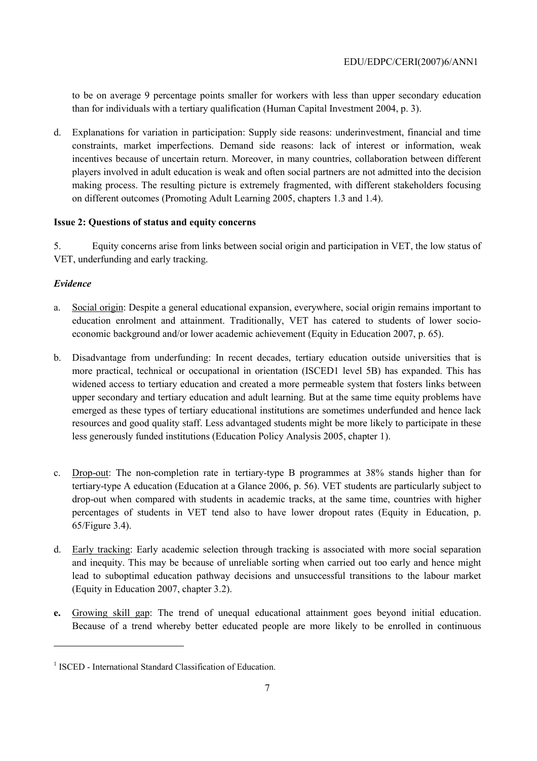to be on average 9 percentage points smaller for workers with less than upper secondary education than for individuals with a tertiary qualification (Human Capital Investment 2004, p. 3).

d. Explanations for variation in participation: Supply side reasons: underinvestment, financial and time constraints, market imperfections. Demand side reasons: lack of interest or information, weak incentives because of uncertain return. Moreover, in many countries, collaboration between different players involved in adult education is weak and often social partners are not admitted into the decision making process. The resulting picture is extremely fragmented, with different stakeholders focusing on different outcomes (Promoting Adult Learning 2005, chapters 1.3 and 1.4).

**Issue 2: Questions of status and equity concerns**

5. Equity concerns arise from links between social origin and participation in VET, the low status of VET, underfunding and early tracking.

***Evidence***

a. Social origin: Despite a general educational expansion, everywhere, social origin remains important to education enrolment and attainment. Traditionally, VET has catered to students of lower socio-economic background and/or lower academic achievement (Equity in Education 2007, p. 65).

b. Disadvantage from underfunding: In recent decades, tertiary education outside universities that is more practical, technical or occupational in orientation (ISCED[1] level 5B) has expanded. This has widened access to tertiary education and created a more permeable system that fosters links between upper secondary and tertiary education and adult learning. But at the same time equity problems have emerged as these types of tertiary educational institutions are sometimes underfunded and hence lack resources and good quality staff. Less advantaged students might be more likely to participate in these less generously funded institutions (Education Policy Analysis 2005, chapter 1).

c. Drop-out: The non-completion rate in tertiary-type B programmes at 38% stands higher than for tertiary-type A education (Education at a Glance 2006, p. 56). VET students are particularly subject to drop-out when compared with students in academic tracks, at the same time, countries with higher percentages of students in VET tend also to have lower dropout rates (Equity in Education, p. 65/Figure 3.4).

d. Early tracking: Early academic selection through tracking is associated with more social separation and inequity. This may be because of unreliable sorting when carried out too early and hence might lead to suboptimal education pathway decisions and unsuccessful transitions to the labour market (Equity in Education 2007, chapter 3.2).

**e.** Growing skill gap: The trend of unequal educational attainment goes beyond initial education. Because of a trend whereby better educated people are more likely to be enrolled in continuous

[1] ISCED - International Standard Classification of Education.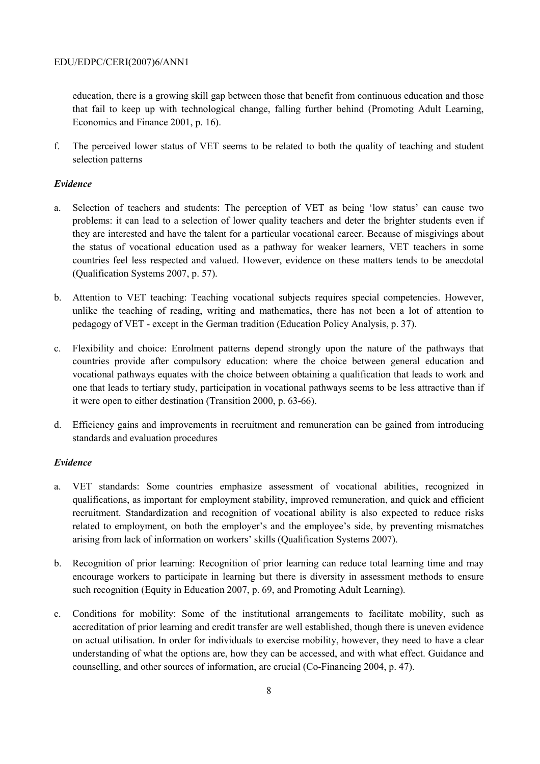education, there is a growing skill gap between those that benefit from continuous education and those that fail to keep up with technological change, falling further behind (Promoting Adult Learning, Economics and Finance 2001, p. 16).

f. The perceived lower status of VET seems to be related to both the quality of teaching and student selection patterns

***Evidence***

a. Selection of teachers and students: The perception of VET as being 'low status' can cause two problems: it can lead to a selection of lower quality teachers and deter the brighter students even if they are interested and have the talent for a particular vocational career. Because of misgivings about the status of vocational education used as a pathway for weaker learners, VET teachers in some countries feel less respected and valued. However, evidence on these matters tends to be anecdotal (Qualification Systems 2007, p. 57).

b. Attention to VET teaching: Teaching vocational subjects requires special competencies. However, unlike the teaching of reading, writing and mathematics, there has not been a lot of attention to pedagogy of VET - except in the German tradition (Education Policy Analysis, p. 37).

c. Flexibility and choice: Enrolment patterns depend strongly upon the nature of the pathways that countries provide after compulsory education: where the choice between general education and vocational pathways equates with the choice between obtaining a qualification that leads to work and one that leads to tertiary study, participation in vocational pathways seems to be less attractive than if it were open to either destination (Transition 2000, p. 63-66).

d. Efficiency gains and improvements in recruitment and remuneration can be gained from introducing standards and evaluation procedures

***Evidence***

a. VET standards: Some countries emphasize assessment of vocational abilities, recognized in qualifications, as important for employment stability, improved remuneration, and quick and efficient recruitment. Standardization and recognition of vocational ability is also expected to reduce risks related to employment, on both the employer's and the employee's side, by preventing mismatches arising from lack of information on workers' skills (Qualification Systems 2007).

b. Recognition of prior learning: Recognition of prior learning can reduce total learning time and may encourage workers to participate in learning but there is diversity in assessment methods to ensure such recognition (Equity in Education 2007, p. 69, and Promoting Adult Learning).

c. Conditions for mobility: Some of the institutional arrangements to facilitate mobility, such as accreditation of prior learning and credit transfer are well established, though there is uneven evidence on actual utilisation. In order for individuals to exercise mobility, however, they need to have a clear understanding of what the options are, how they can be accessed, and with what effect. Guidance and counselling, and other sources of information, are crucial (Co-Financing 2004, p. 47).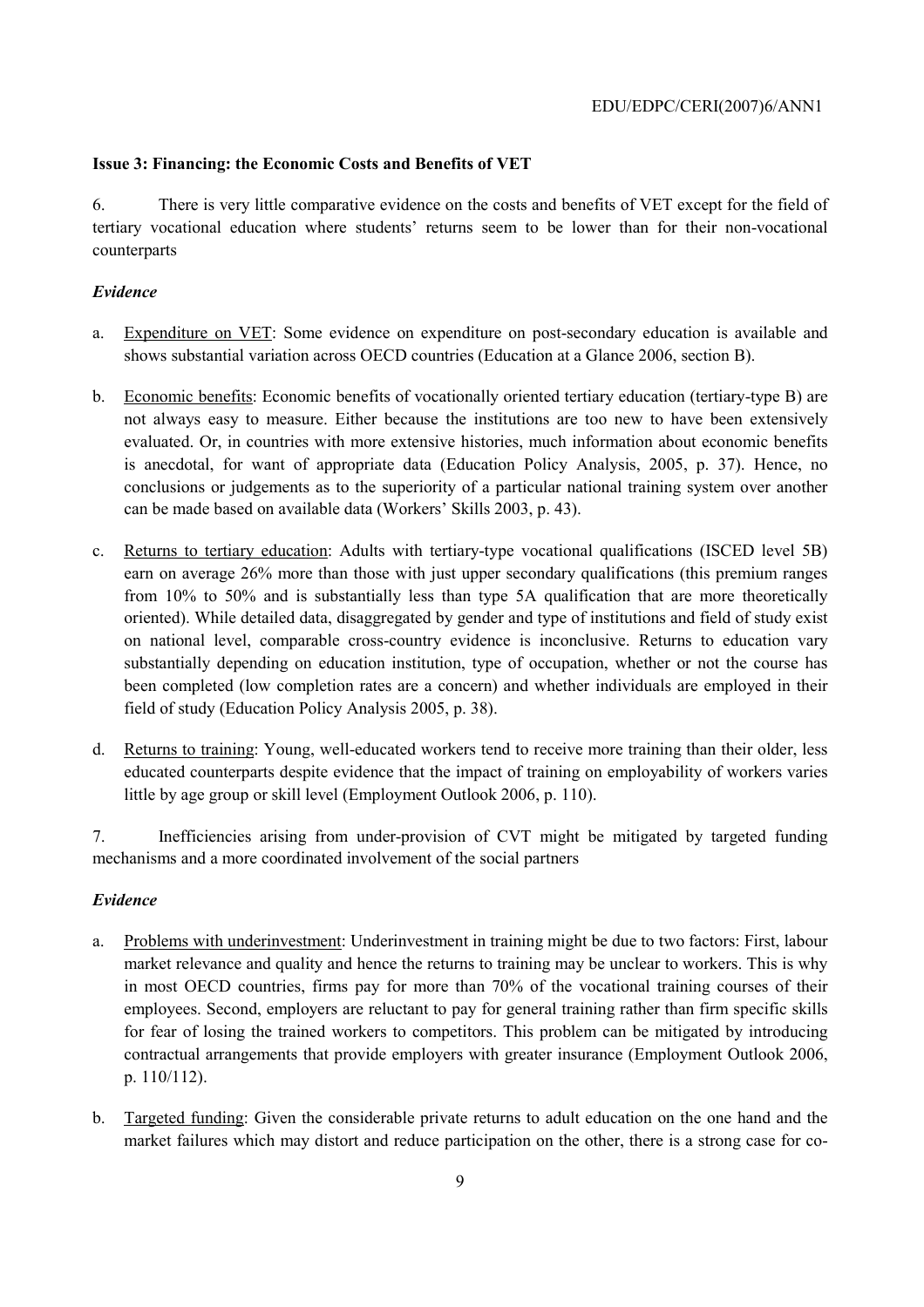**Issue 3: Financing: the Economic Costs and Benefits of VET**

6. There is very little comparative evidence on the costs and benefits of VET except for the field of tertiary vocational education where students' returns seem to be lower than for their non-vocational counterparts

***Evidence***

a. Expenditure on VET: Some evidence on expenditure on post-secondary education is available and shows substantial variation across OECD countries (Education at a Glance 2006, section B).

b. Economic benefits: Economic benefits of vocationally oriented tertiary education (tertiary-type B) are not always easy to measure. Either because the institutions are too new to have been extensively evaluated. Or, in countries with more extensive histories, much information about economic benefits is anecdotal, for want of appropriate data (Education Policy Analysis, 2005, p. 37). Hence, no conclusions or judgements as to the superiority of a particular national training system over another can be made based on available data (Workers' Skills 2003, p. 43).

c. Returns to tertiary education: Adults with tertiary-type vocational qualifications (ISCED level 5B) earn on average 26% more than those with just upper secondary qualifications (this premium ranges from 10% to 50% and is substantially less than type 5A qualification that are more theoretically oriented). While detailed data, disaggregated by gender and type of institutions and field of study exist on national level, comparable cross-country evidence is inconclusive. Returns to education vary substantially depending on education institution, type of occupation, whether or not the course has been completed (low completion rates are a concern) and whether individuals are employed in their field of study (Education Policy Analysis 2005, p. 38).

d. Returns to training: Young, well-educated workers tend to receive more training than their older, less educated counterparts despite evidence that the impact of training on employability of workers varies little by age group or skill level (Employment Outlook 2006, p. 110).

7. Inefficiencies arising from under-provision of CVT might be mitigated by targeted funding mechanisms and a more coordinated involvement of the social partners

***Evidence***

a. Problems with underinvestment: Underinvestment in training might be due to two factors: First, labour market relevance and quality and hence the returns to training may be unclear to workers. This is why in most OECD countries, firms pay for more than 70% of the vocational training courses of their employees. Second, employers are reluctant to pay for general training rather than firm specific skills for fear of losing the trained workers to competitors. This problem can be mitigated by introducing contractual arrangements that provide employers with greater insurance (Employment Outlook 2006, p. 110/112).

b. Targeted funding: Given the considerable private returns to adult education on the one hand and the market failures which may distort and reduce participation on the other, there is a strong case for co-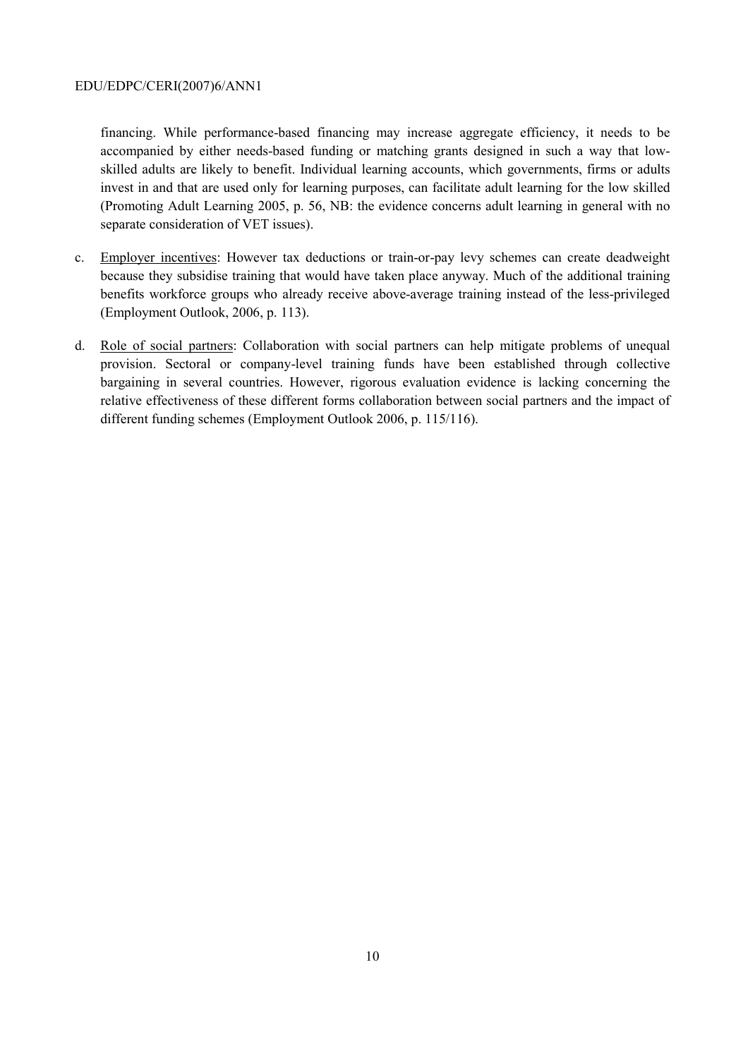financing. While performance-based financing may increase aggregate efficiency, it needs to be accompanied by either needs-based funding or matching grants designed in such a way that low-skilled adults are likely to benefit. Individual learning accounts, which governments, firms or adults invest in and that are used only for learning purposes, can facilitate adult learning for the low skilled (Promoting Adult Learning 2005, p. 56, NB: the evidence concerns adult learning in general with no separate consideration of VET issues).

c. Employer incentives: However tax deductions or train-or-pay levy schemes can create deadweight because they subsidise training that would have taken place anyway. Much of the additional training benefits workforce groups who already receive above-average training instead of the less-privileged (Employment Outlook, 2006, p. 113).

d. Role of social partners: Collaboration with social partners can help mitigate problems of unequal provision. Sectoral or company-level training funds have been established through collective bargaining in several countries. However, rigorous evaluation evidence is lacking concerning the relative effectiveness of these different forms collaboration between social partners and the impact of different funding schemes (Employment Outlook 2006, p. 115/116).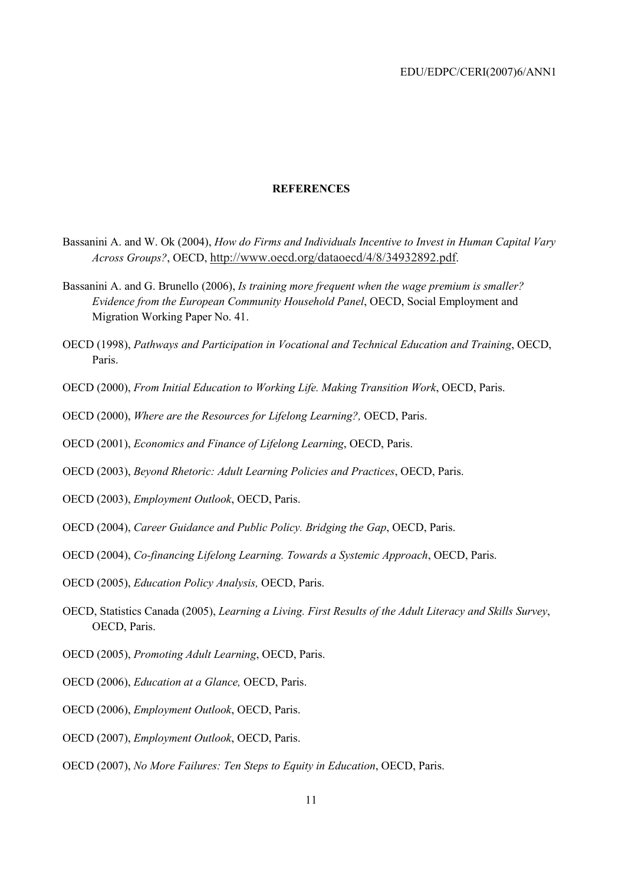## REFERENCES

Bassanini A. and W. Ok (2004), *How do Firms and Individuals Incentive to Invest in Human Capital Vary Across Groups?*, OECD, http://www.oecd.org/dataoecd/4/8/34932892.pdf.

Bassanini A. and G. Brunello (2006), *Is training more frequent when the wage premium is smaller? Evidence from the European Community Household Panel*, OECD, Social Employment and Migration Working Paper No. 41.

OECD (1998), *Pathways and Participation in Vocational and Technical Education and Training*, OECD, Paris.

OECD (2000), *From Initial Education to Working Life. Making Transition Work*, OECD, Paris.

OECD (2000), *Where are the Resources for Lifelong Learning?,* OECD, Paris.

OECD (2001), *Economics and Finance of Lifelong Learning*, OECD, Paris.

OECD (2003), *Beyond Rhetoric: Adult Learning Policies and Practices*, OECD, Paris.

OECD (2003), *Employment Outlook*, OECD, Paris.

OECD (2004), *Career Guidance and Public Policy. Bridging the Gap*, OECD, Paris.

OECD (2004), *Co-financing Lifelong Learning. Towards a Systemic Approach*, OECD, Paris.

OECD (2005), *Education Policy Analysis,* OECD, Paris.

OECD, Statistics Canada (2005), *Learning a Living. First Results of the Adult Literacy and Skills Survey*, OECD, Paris.

OECD (2005), *Promoting Adult Learning*, OECD, Paris.

OECD (2006), *Education at a Glance,* OECD, Paris.

OECD (2006), *Employment Outlook*, OECD, Paris.

OECD (2007), *Employment Outlook*, OECD, Paris.

OECD (2007), *No More Failures: Ten Steps to Equity in Education*, OECD, Paris.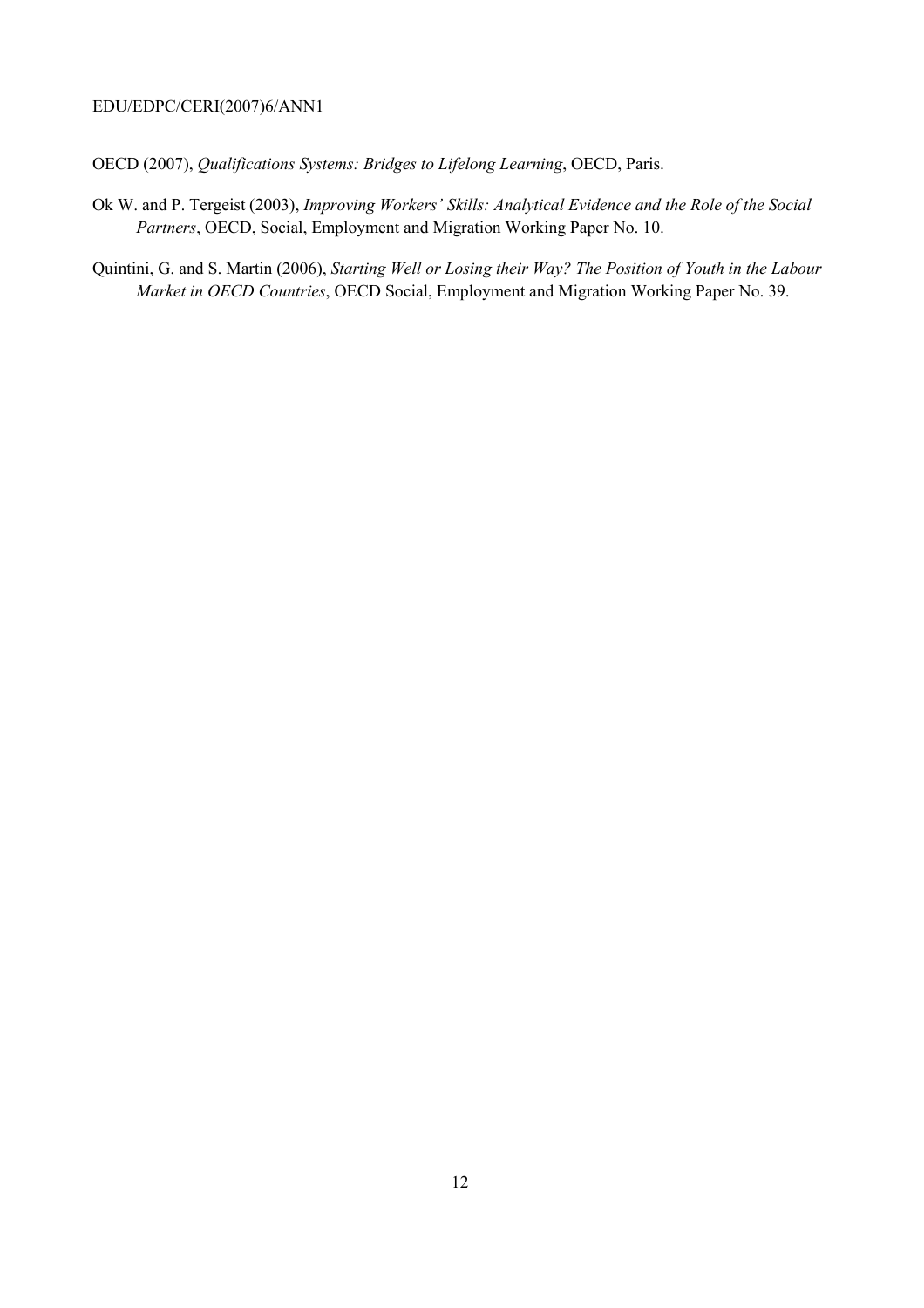OECD (2007), *Qualifications Systems: Bridges to Lifelong Learning*, OECD, Paris.

Ok W. and P. Tergeist (2003), *Improving Workers' Skills: Analytical Evidence and the Role of the Social Partners*, OECD, Social, Employment and Migration Working Paper No. 10.

Quintini, G. and S. Martin (2006), *Starting Well or Losing their Way? The Position of Youth in the Labour Market in OECD Countries*, OECD Social, Employment and Migration Working Paper No. 39.